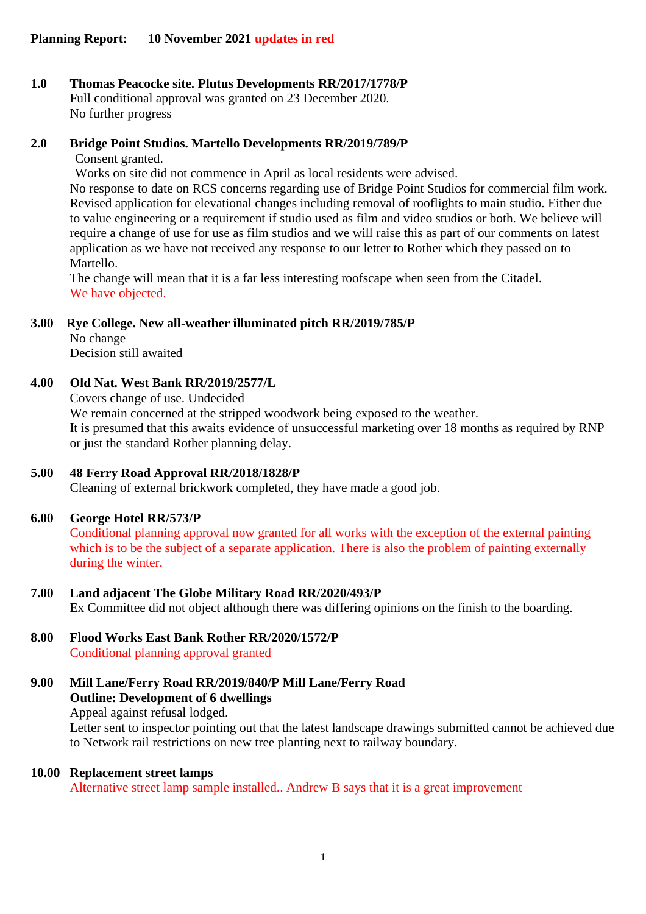**Planning Report:** **10 November 2021** **updates in red**

**1.0 Thomas Peacocke site. Plutus Developments RR/2017/1778/P**

Full conditional approval was granted on 23 December 2020.
No further progress

**2.0 Bridge Point Studios. Martello Developments RR/2019/789/P**

Consent granted.
Works on site did not commence in April as local residents were advised.
No response to date on RCS concerns regarding use of Bridge Point Studios for commercial film work.
Revised application for elevational changes including removal of rooflights to main studio. Either due to value engineering or a requirement if studio used as film and video studios or both. We believe will require a change of use for use as film studios and we will raise this as part of our comments on latest application as we have not received any response to our letter to Rother which they passed on to Martello.
The change will mean that it is a far less interesting roofscape when seen from the Citadel.
We have objected.

**3.00 Rye College. New all-weather illuminated pitch RR/2019/785/P**

No change
Decision still awaited

**4.00 Old Nat. West Bank RR/2019/2577/L**

Covers change of use. Undecided
We remain concerned at the stripped woodwork being exposed to the weather.
It is presumed that this awaits evidence of unsuccessful marketing over 18 months as required by RNP or just the standard Rother planning delay.

**5.00 48 Ferry Road Approval RR/2018/1828/P**

Cleaning of external brickwork completed, they have made a good job.

**6.00 George Hotel RR/573/P**

Conditional planning approval now granted for all works with the exception of the external painting which is to be the subject of a separate application. There is also the problem of painting externally during the winter.

**7.00 Land adjacent The Globe Military Road RR/2020/493/P**

Ex Committee did not object although there was differing opinions on the finish to the boarding.

**8.00 Flood Works East Bank Rother RR/2020/1572/P**

Conditional planning approval granted

**9.00 Mill Lane/Ferry Road RR/2019/840/P Mill Lane/Ferry Road**
**Outline: Development of 6 dwellings**

Appeal against refusal lodged.
Letter sent to inspector pointing out that the latest landscape drawings submitted cannot be achieved due to Network rail restrictions on new tree planting next to railway boundary.

**10.00 Replacement street lamps**

Alternative street lamp sample installed.. Andrew B says that it is a great improvement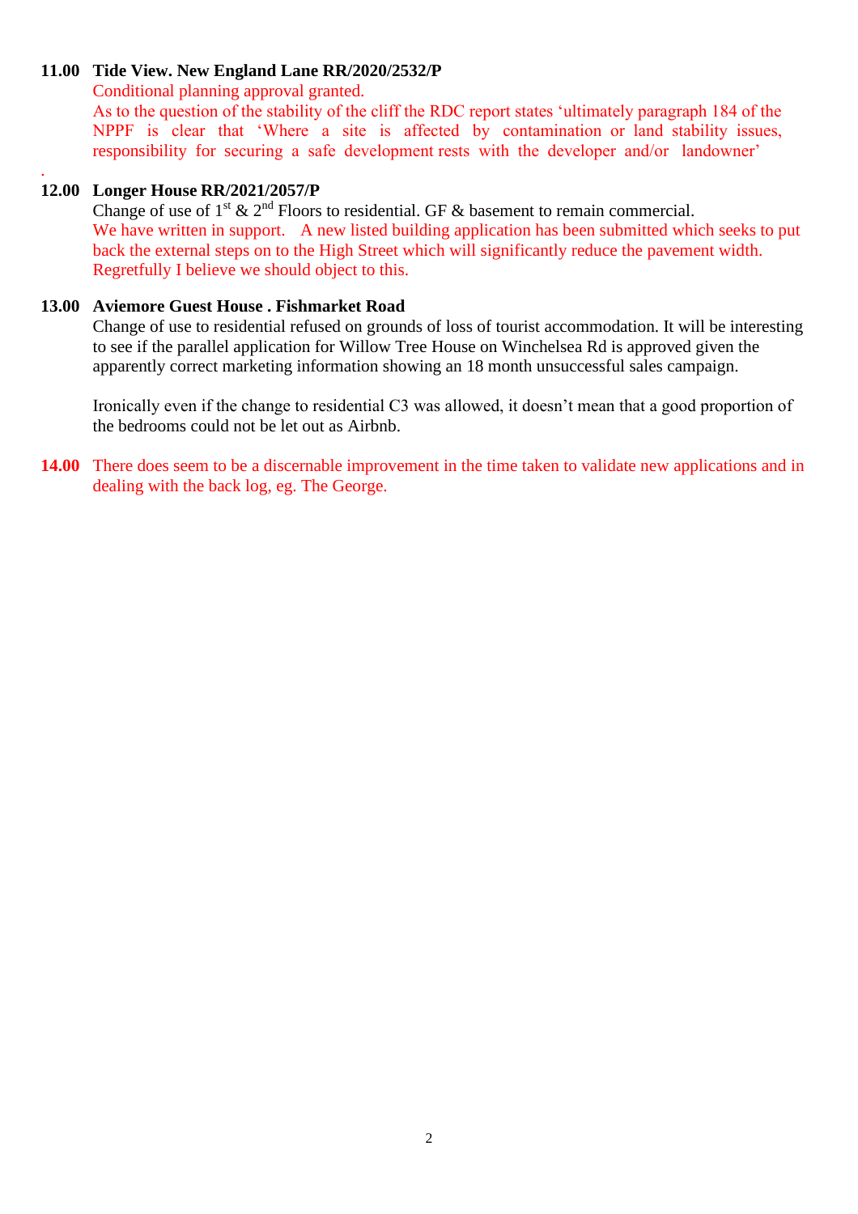**11.00 Tide View. New England Lane RR/2020/2532/P**

Conditional planning approval granted.

As to the question of the stability of the cliff the RDC report states 'ultimately paragraph 184 of the NPPF is clear that 'Where a site is affected by contamination or land stability issues, responsibility for securing a safe development rests with the developer and/or landowner'

.

**12.00 Longer House RR/2021/2057/P**

Change of use of 1st & 2nd Floors to residential. GF & basement to remain commercial.

We have written in support. A new listed building application has been submitted which seeks to put back the external steps on to the High Street which will significantly reduce the pavement width. Regretfully I believe we should object to this.

**13.00 Aviemore Guest House . Fishmarket Road**

Change of use to residential refused on grounds of loss of tourist accommodation. It will be interesting to see if the parallel application for Willow Tree House on Winchelsea Rd is approved given the apparently correct marketing information showing an 18 month unsuccessful sales campaign.

Ironically even if the change to residential C3 was allowed, it doesn't mean that a good proportion of the bedrooms could not be let out as Airbnb.

**14.00** There does seem to be a discernable improvement in the time taken to validate new applications and in dealing with the back log, eg. The George.